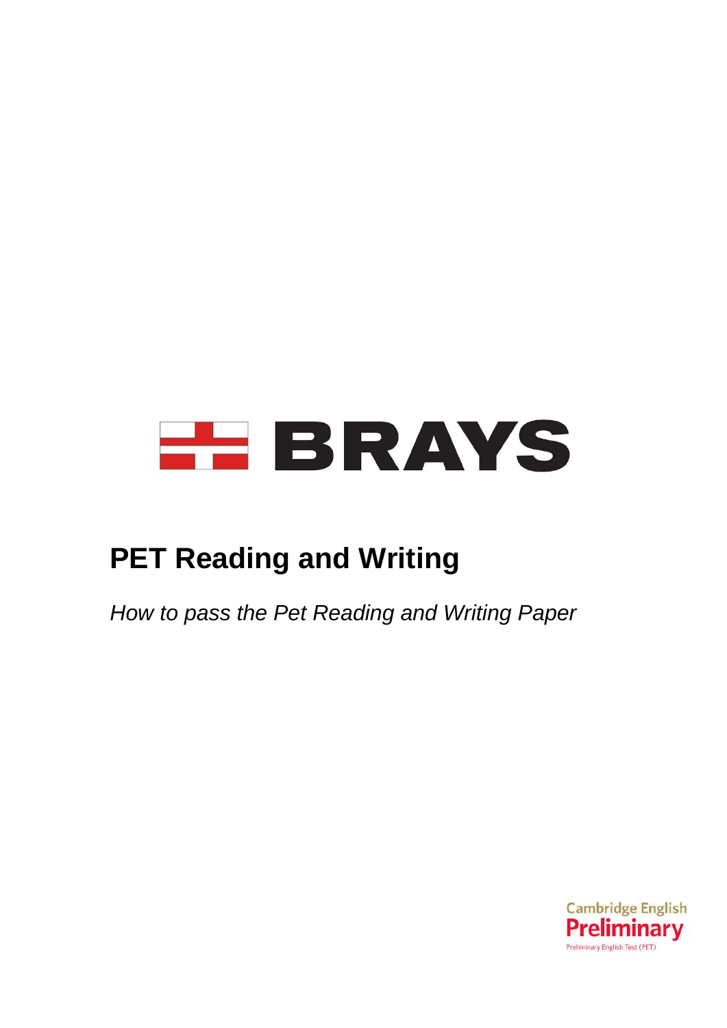BRAYS

# PET Reading and Writing

*How to pass the Pet Reading and Writing Paper*

Cambridge English
**Preliminary**
Preliminary English Test (PET)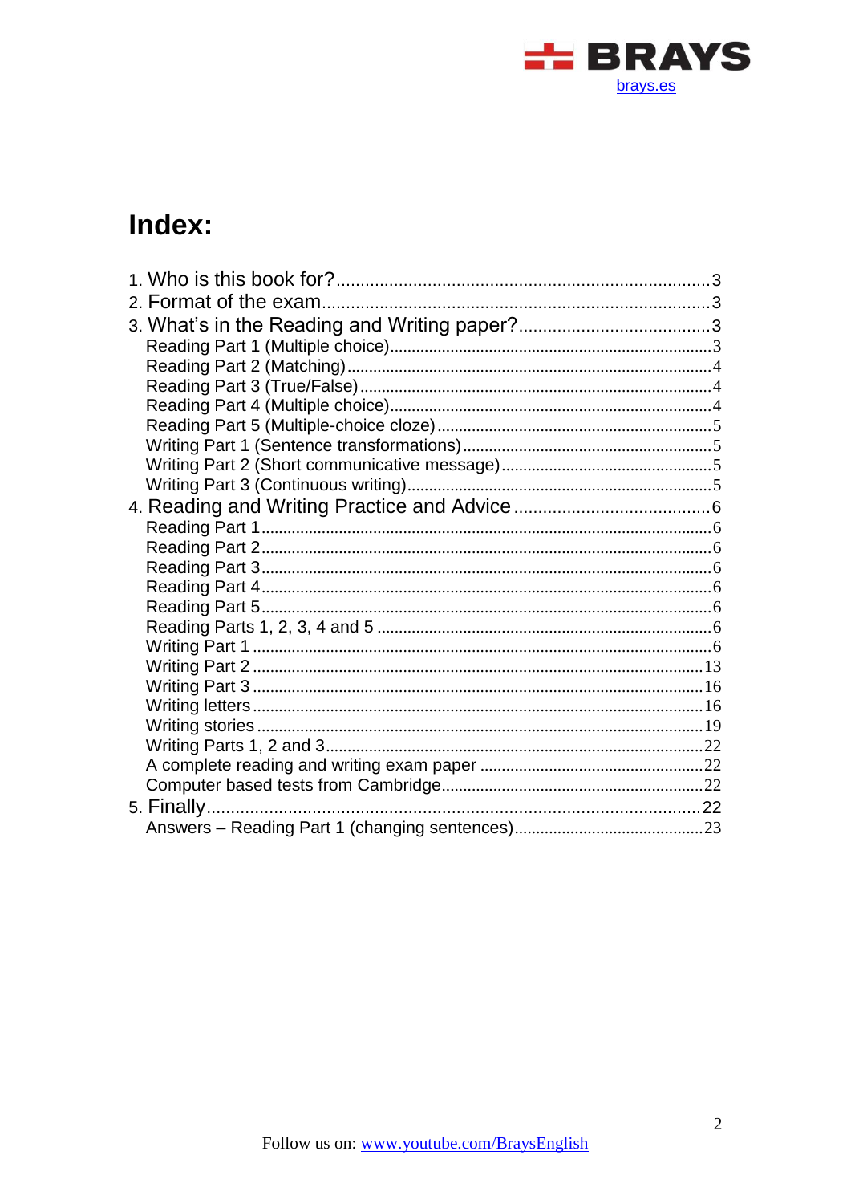# Index:

1. Who is this book for? .... 3
2. Format of the exam .... 3
3. What's in the Reading and Writing paper? .... 3
   - Reading Part 1 (Multiple choice) .... 3
   - Reading Part 2 (Matching) .... 4
   - Reading Part 3 (True/False) .... 4
   - Reading Part 4 (Multiple choice) .... 4
   - Reading Part 5 (Multiple-choice cloze) .... 5
   - Writing Part 1 (Sentence transformations) .... 5
   - Writing Part 2 (Short communicative message) .... 5
   - Writing Part 3 (Continuous writing) .... 5
4. Reading and Writing Practice and Advice .... 6
   - Reading Part 1 .... 6
   - Reading Part 2 .... 6
   - Reading Part 3 .... 6
   - Reading Part 4 .... 6
   - Reading Part 5 .... 6
   - Reading Parts 1, 2, 3, 4 and 5 .... 6
   - Writing Part 1 .... 6
   - Writing Part 2 .... 13
   - Writing Part 3 .... 16
   - Writing letters .... 16
   - Writing stories .... 19
   - Writing Parts 1, 2 and 3 .... 22
   - A complete reading and writing exam paper .... 22
   - Computer based tests from Cambridge .... 22
5. Finally .... 22
   - Answers – Reading Part 1 (changing sentences) .... 23

Follow us on: www.youtube.com/BraysEnglish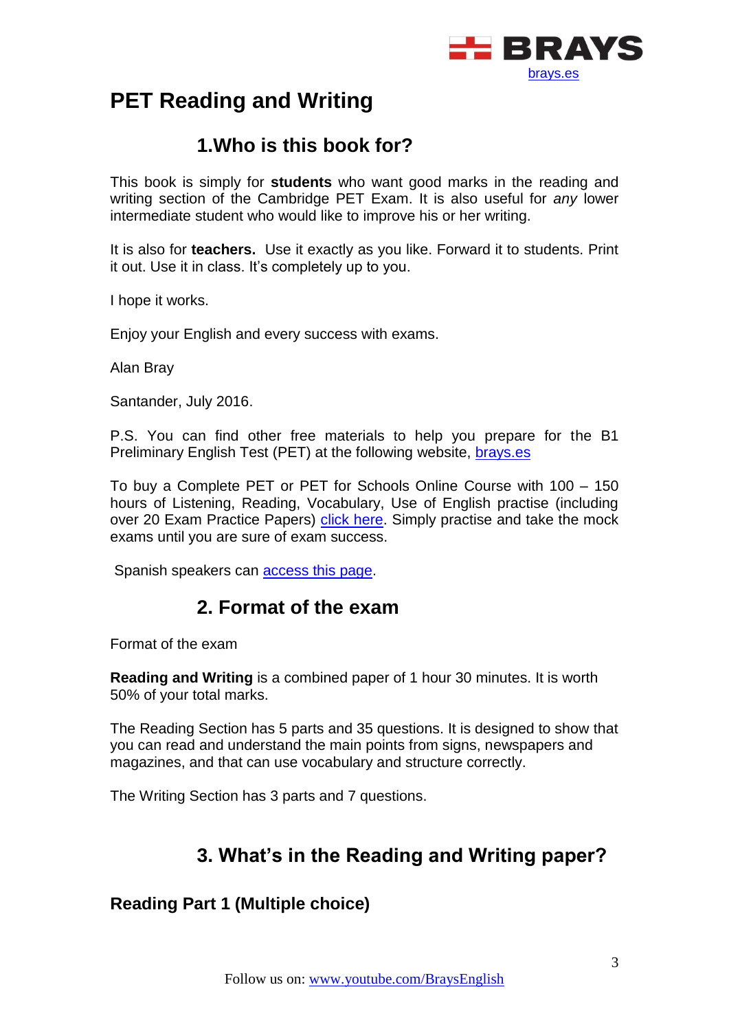# PET Reading and Writing

## 1.Who is this book for?

This book is simply for **students** who want good marks in the reading and writing section of the Cambridge PET Exam. It is also useful for *any* lower intermediate student who would like to improve his or her writing.

It is also for **teachers.** Use it exactly as you like. Forward it to students. Print it out. Use it in class. It's completely up to you.

I hope it works.

Enjoy your English and every success with exams.

Alan Bray

Santander, July 2016.

P.S. You can find other free materials to help you prepare for the B1 Preliminary English Test (PET) at the following website, brays.es

To buy a Complete PET or PET for Schools Online Course with 100 – 150 hours of Listening, Reading, Vocabulary, Use of English practise (including over 20 Exam Practice Papers) click here. Simply practise and take the mock exams until you are sure of exam success.

Spanish speakers can access this page.

## 2. Format of the exam

Format of the exam

**Reading and Writing** is a combined paper of 1 hour 30 minutes. It is worth 50% of your total marks.

The Reading Section has 5 parts and 35 questions. It is designed to show that you can read and understand the main points from signs, newspapers and magazines, and that can use vocabulary and structure correctly.

The Writing Section has 3 parts and 7 questions.

## 3. What's in the Reading and Writing paper?

### Reading Part 1 (Multiple choice)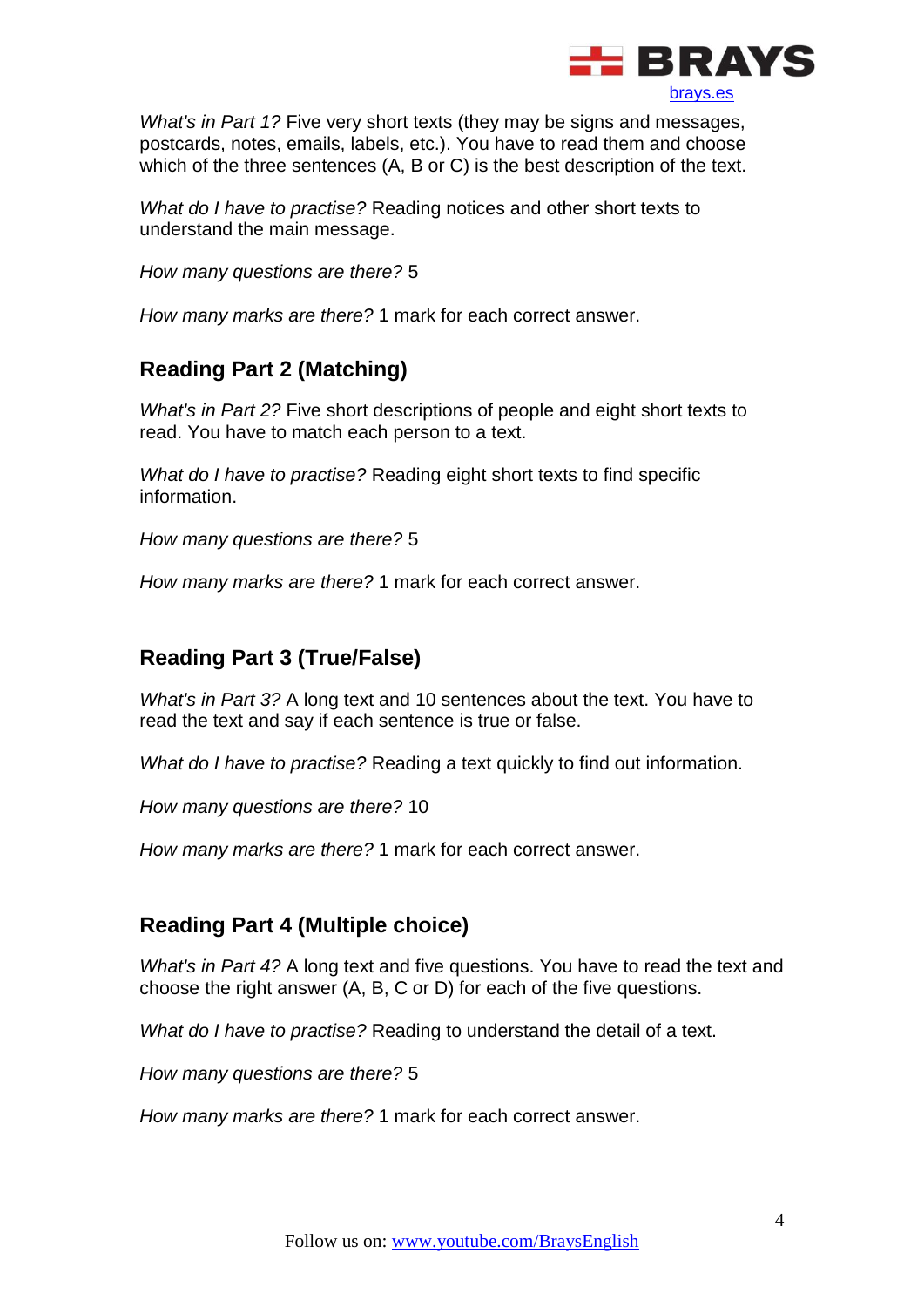*What's in Part 1?* Five very short texts (they may be signs and messages, postcards, notes, emails, labels, etc.). You have to read them and choose which of the three sentences (A, B or C) is the best description of the text.

*What do I have to practise?* Reading notices and other short texts to understand the main message.

*How many questions are there?* 5

*How many marks are there?* 1 mark for each correct answer.

## Reading Part 2 (Matching)

*What's in Part 2?* Five short descriptions of people and eight short texts to read. You have to match each person to a text.

*What do I have to practise?* Reading eight short texts to find specific information.

*How many questions are there?* 5

*How many marks are there?* 1 mark for each correct answer.

## Reading Part 3 (True/False)

*What's in Part 3?* A long text and 10 sentences about the text. You have to read the text and say if each sentence is true or false.

*What do I have to practise?* Reading a text quickly to find out information.

*How many questions are there?* 10

*How many marks are there?* 1 mark for each correct answer.

## Reading Part 4 (Multiple choice)

*What's in Part 4?* A long text and five questions. You have to read the text and choose the right answer (A, B, C or D) for each of the five questions.

*What do I have to practise?* Reading to understand the detail of a text.

*How many questions are there?* 5

*How many marks are there?* 1 mark for each correct answer.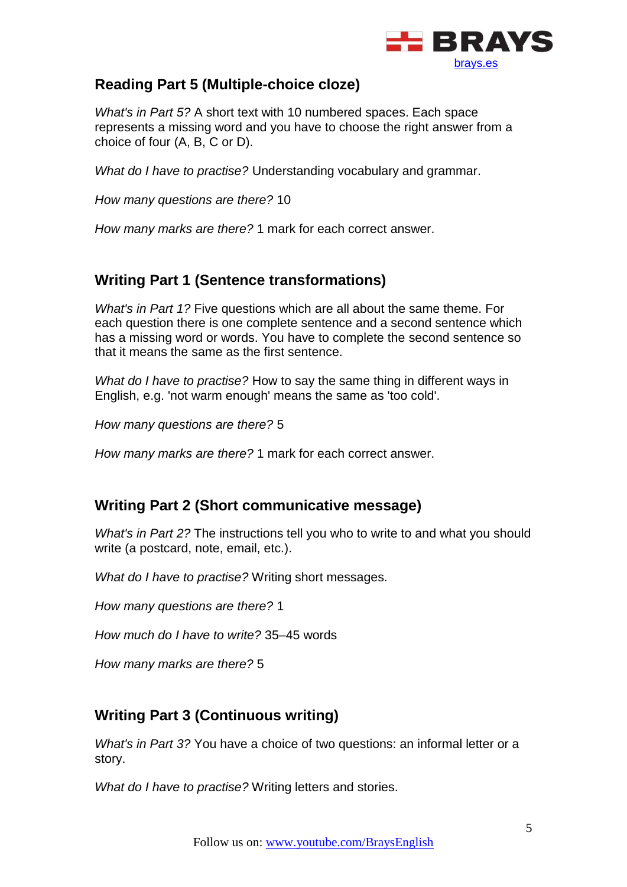## Reading Part 5 (Multiple-choice cloze)

*What's in Part 5?* A short text with 10 numbered spaces. Each space represents a missing word and you have to choose the right answer from a choice of four (A, B, C or D).

*What do I have to practise?* Understanding vocabulary and grammar.

*How many questions are there?* 10

*How many marks are there?* 1 mark for each correct answer.

## Writing Part 1 (Sentence transformations)

*What's in Part 1?* Five questions which are all about the same theme. For each question there is one complete sentence and a second sentence which has a missing word or words. You have to complete the second sentence so that it means the same as the first sentence.

*What do I have to practise?* How to say the same thing in different ways in English, e.g. 'not warm enough' means the same as 'too cold'.

*How many questions are there?* 5

*How many marks are there?* 1 mark for each correct answer.

## Writing Part 2 (Short communicative message)

*What's in Part 2?* The instructions tell you who to write to and what you should write (a postcard, note, email, etc.).

*What do I have to practise?* Writing short messages.

*How many questions are there?* 1

*How much do I have to write?* 35–45 words

*How many marks are there?* 5

## Writing Part 3 (Continuous writing)

*What's in Part 3?* You have a choice of two questions: an informal letter or a story.

*What do I have to practise?* Writing letters and stories.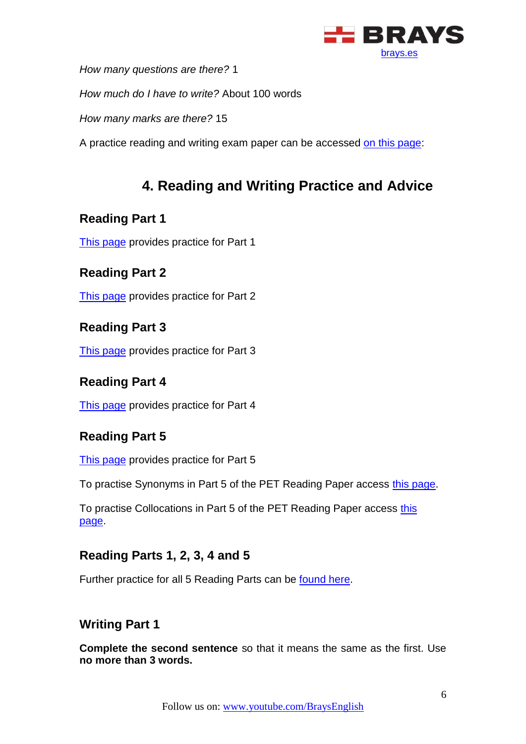*How many questions are there?* 1

*How much do I have to write?* About 100 words

*How many marks are there?* 15

A practice reading and writing exam paper can be accessed on this page:

## 4. Reading and Writing Practice and Advice

### Reading Part 1

This page provides practice for Part 1

### Reading Part 2

This page provides practice for Part 2

### Reading Part 3

This page provides practice for Part 3

### Reading Part 4

This page provides practice for Part 4

### Reading Part 5

This page provides practice for Part 5

To practise Synonyms in Part 5 of the PET Reading Paper access this page.

To practise Collocations in Part 5 of the PET Reading Paper access this page.

### Reading Parts 1, 2, 3, 4 and 5

Further practice for all 5 Reading Parts can be found here.

### Writing Part 1

**Complete the second sentence** so that it means the same as the first. Use **no more than 3 words.**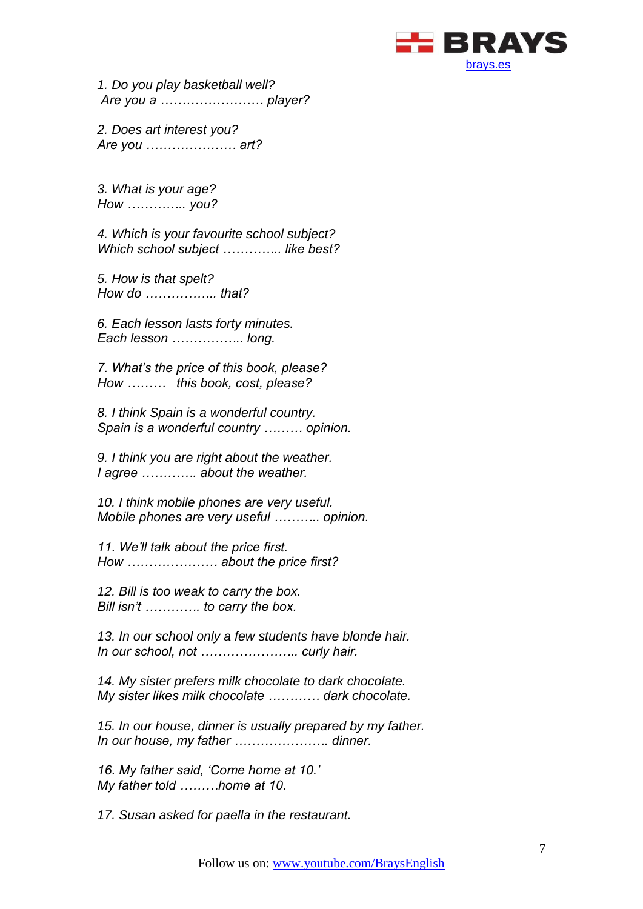*1. Do you play basketball well?*
*Are you a …………………… player?*

*2. Does art interest you?*
*Are you ………………… art?*

*3. What is your age?*
*How ………….. you?*

*4. Which is your favourite school subject?*
*Which school subject ………….. like best?*

*5. How is that spelt?*
*How do …………….. that?*

*6. Each lesson lasts forty minutes.*
*Each lesson …………….. long.*

*7. What's the price of this book, please?*
*How ……… this book, cost, please?*

*8. I think Spain is a wonderful country.*
*Spain is a wonderful country ……… opinion.*

*9. I think you are right about the weather.*
*I agree …………. about the weather.*

*10. I think mobile phones are very useful.*
*Mobile phones are very useful ……….. opinion.*

*11. We'll talk about the price first.*
*How ………………… about the price first?*

*12. Bill is too weak to carry the box.*
*Bill isn't …………. to carry the box.*

*13. In our school only a few students have blonde hair.*
*In our school, not ………………….. curly hair.*

*14. My sister prefers milk chocolate to dark chocolate.*
*My sister likes milk chocolate ………… dark chocolate.*

*15. In our house, dinner is usually prepared by my father.*
*In our house, my father ………………….. dinner.*

*16. My father said, 'Come home at 10.'*
*My father told ………home at 10.*

*17. Susan asked for paella in the restaurant.*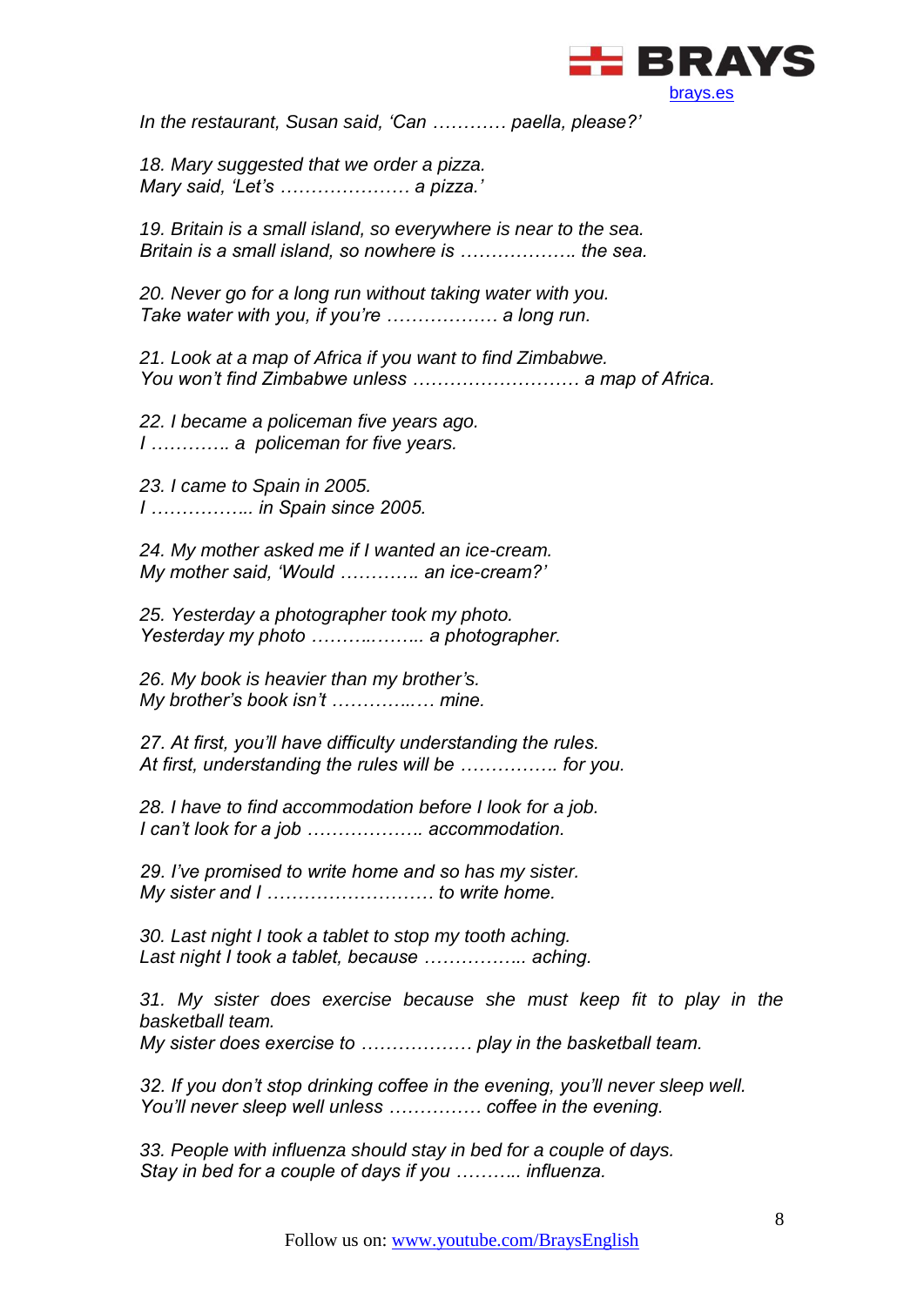*In the restaurant, Susan said, 'Can ………… paella, please?'*

*18. Mary suggested that we order a pizza.*
*Mary said, 'Let's ………………… a pizza.'*

*19. Britain is a small island, so everywhere is near to the sea.*
*Britain is a small island, so nowhere is ……………… the sea.*

*20. Never go for a long run without taking water with you.*
*Take water with you, if you're ……………… a long run.*

*21. Look at a map of Africa if you want to find Zimbabwe.*
*You won't find Zimbabwe unless ……………………… a map of Africa.*

*22. I became a policeman five years ago.*
*I ……….. a policeman for five years.*

*23. I came to Spain in 2005.*
*I …………….. in Spain since 2005.*

*24. My mother asked me if I wanted an ice-cream.*
*My mother said, 'Would ……….. an ice-cream?'*

*25. Yesterday a photographer took my photo.*
*Yesterday my photo ……….…….. a photographer.*

*26. My book is heavier than my brother's.*
*My brother's book isn't …………..… mine.*

*27. At first, you'll have difficulty understanding the rules.*
*At first, understanding the rules will be ………….. for you.*

*28. I have to find accommodation before I look for a job.*
*I can't look for a job ……………… accommodation.*

*29. I've promised to write home and so has my sister.*
*My sister and I ……………………… to write home.*

*30. Last night I took a tablet to stop my tooth aching.*
*Last night I took a tablet, because …………….. aching.*

*31. My sister does exercise because she must keep fit to play in the basketball team.*
*My sister does exercise to ……………… play in the basketball team.*

*32. If you don't stop drinking coffee in the evening, you'll never sleep well.*
*You'll never sleep well unless …………… coffee in the evening.*

*33. People with influenza should stay in bed for a couple of days.*
*Stay in bed for a couple of days if you ……….. influenza.*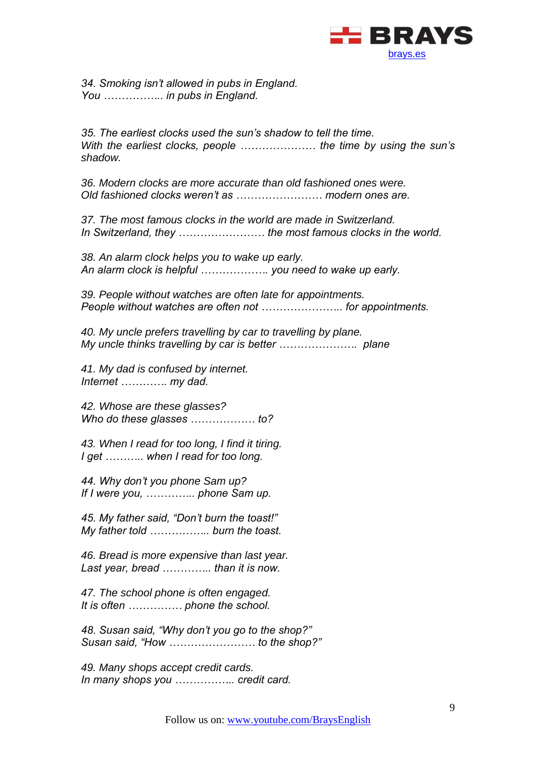*34. Smoking isn't allowed in pubs in England.*
*You …………….. in pubs in England.*

*35. The earliest clocks used the sun's shadow to tell the time.*
*With the earliest clocks, people ………………… the time by using the sun's shadow.*

*36. Modern clocks are more accurate than old fashioned ones were.*
*Old fashioned clocks weren't as …………………… modern ones are.*

*37. The most famous clocks in the world are made in Switzerland.*
*In Switzerland, they …………………… the most famous clocks in the world.*

*38. An alarm clock helps you to wake up early.*
*An alarm clock is helpful ……………….. you need to wake up early.*

*39. People without watches are often late for appointments.*
*People without watches are often not ………………….. for appointments.*

*40. My uncle prefers travelling by car to travelling by plane.*
*My uncle thinks travelling by car is better …………………. plane*

*41. My dad is confused by internet.*
*Internet ………… my dad.*

*42. Whose are these glasses?*
*Who do these glasses ……………… to?*

*43. When I read for too long, I find it tiring.*
*I get ……….. when I read for too long.*

*44. Why don't you phone Sam up?*
*If I were you, ………….. phone Sam up.*

*45. My father said, "Don't burn the toast!"*
*My father told …………….. burn the toast.*

*46. Bread is more expensive than last year.*
*Last year, bread ………….. than it is now.*

*47. The school phone is often engaged.*
*It is often …………… phone the school.*

*48. Susan said, "Why don't you go to the shop?"*
*Susan said, "How …………………… to the shop?"*

*49. Many shops accept credit cards.*
*In many shops you …………….. credit card.*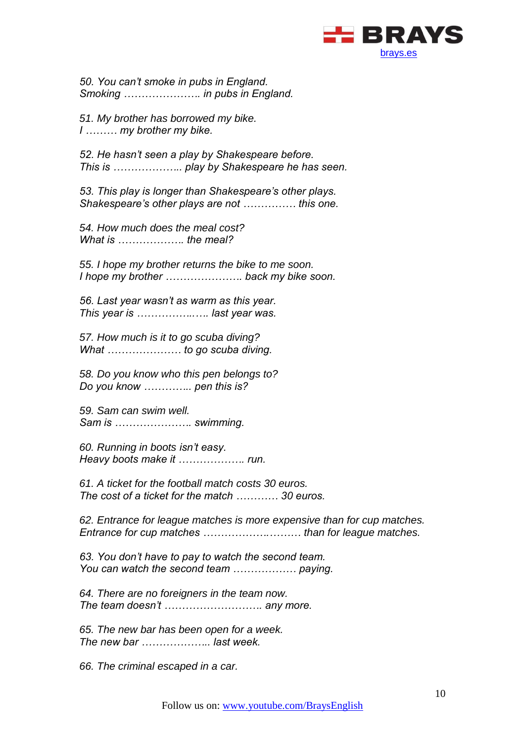*50. You can't smoke in pubs in England.*
*Smoking ………………….. in pubs in England.*

*51. My brother has borrowed my bike.*
*I ……… my brother my bike.*

*52. He hasn't seen a play by Shakespeare before.*
*This is ……………….. play by Shakespeare he has seen.*

*53. This play is longer than Shakespeare's other plays.*
*Shakespeare's other plays are not …………… this one.*

*54. How much does the meal cost?*
*What is ………………. the meal?*

*55. I hope my brother returns the bike to me soon.*
*I hope my brother ………………….. back my bike soon.*

*56. Last year wasn't as warm as this year.*
*This year is ……………..….. last year was.*

*57. How much is it to go scuba diving?*
*What ………………… to go scuba diving.*

*58. Do you know who this pen belongs to?*
*Do you know ………….. pen this is?*

*59. Sam can swim well.*
*Sam is ………………….. swimming.*

*60. Running in boots isn't easy.*
*Heavy boots make it ………………. run.*

*61. A ticket for the football match costs 30 euros.*
*The cost of a ticket for the match ………… 30 euros.*

*62. Entrance for league matches is more expensive than for cup matches.*
*Entrance for cup matches ……………….……… than for league matches.*

*63. You don't have to pay to watch the second team.*
*You can watch the second team ……………… paying.*

*64. There are no foreigners in the team now.*
*The team doesn't ……………………….. any more.*

*65. The new bar has been open for a week.*
*The new bar ……………….. last week.*

*66. The criminal escaped in a car.*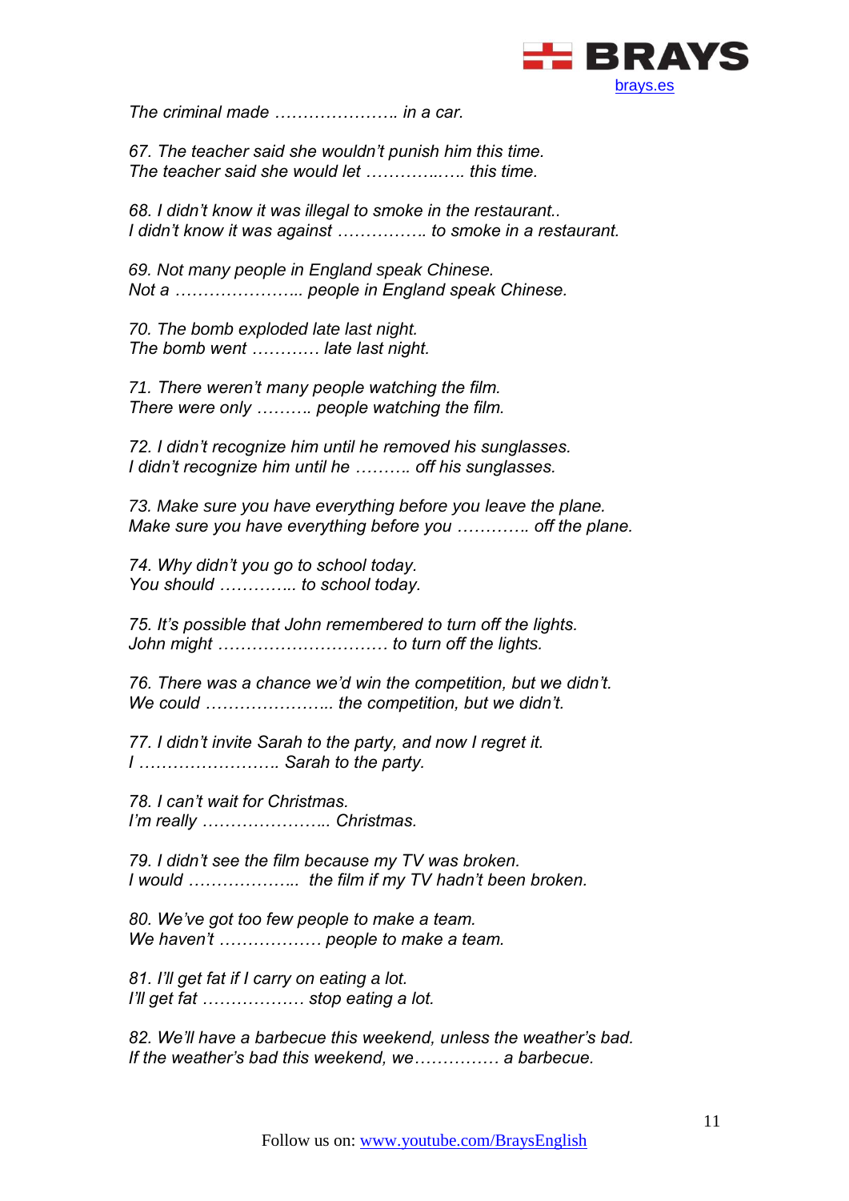*The criminal made …………………. in a car.*

*67. The teacher said she wouldn't punish him this time.*
*The teacher said she would let ……………..….. this time.*

*68. I didn't know it was illegal to smoke in the restaurant..*
*I didn't know it was against ……………. to smoke in a restaurant.*

*69. Not many people in England speak Chinese.*
*Not a ………………….. people in England speak Chinese.*

*70. The bomb exploded late last night.*
*The bomb went ………… late last night.*

*71. There weren't many people watching the film.*
*There were only ………. people watching the film.*

*72. I didn't recognize him until he removed his sunglasses.*
*I didn't recognize him until he ………. off his sunglasses.*

*73. Make sure you have everything before you leave the plane.*
*Make sure you have everything before you ………… off the plane.*

*74. Why didn't you go to school today.*
*You should ………….. to school today.*

*75. It's possible that John remembered to turn off the lights.*
*John might ………………………… to turn off the lights.*

*76. There was a chance we'd win the competition, but we didn't.*
*We could ………………….. the competition, but we didn't.*

*77. I didn't invite Sarah to the party, and now I regret it.*
*I …………………….. Sarah to the party.*

*78. I can't wait for Christmas.*
*I'm really ………………….. Christmas.*

*79. I didn't see the film because my TV was broken.*
*I would ………………..  the film if my TV hadn't been broken.*

*80. We've got too few people to make a team.*
*We haven't ……………… people to make a team.*

*81. I'll get fat if I carry on eating a lot.*
*I'll get fat ……………… stop eating a lot.*

*82. We'll have a barbecue this weekend, unless the weather's bad.*
*If the weather's bad this weekend, we…………… a barbecue.*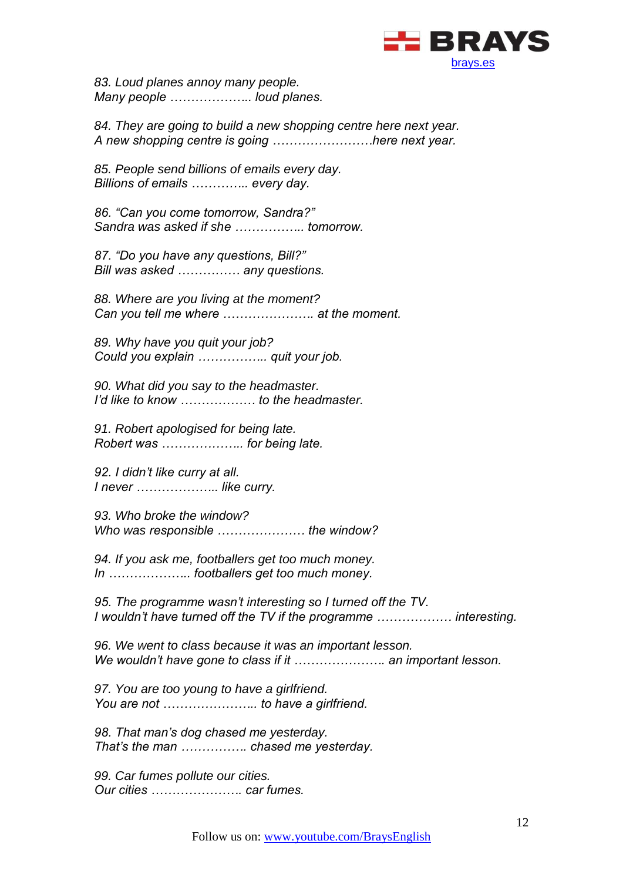*83. Loud planes annoy many people.*
*Many people ……………….. loud planes.*

*84. They are going to build a new shopping centre here next year.*
*A new shopping centre is going ……………………here next year.*

*85. People send billions of emails every day.*
*Billions of emails ………….. every day.*

*86. "Can you come tomorrow, Sandra?"*
*Sandra was asked if she …………….. tomorrow.*

*87. "Do you have any questions, Bill?"*
*Bill was asked …………… any questions.*

*88. Where are you living at the moment?*
*Can you tell me where …………………. at the moment.*

*89. Why have you quit your job?*
*Could you explain …………….. quit your job.*

*90. What did you say to the headmaster.*
*I'd like to know ……………… to the headmaster.*

*91. Robert apologised for being late.*
*Robert was ……………….. for being late.*

*92. I didn't like curry at all.*
*I never ……………….. like curry.*

*93. Who broke the window?*
*Who was responsible ………………… the window?*

*94. If you ask me, footballers get too much money.*
*In ……………….. footballers get too much money.*

*95. The programme wasn't interesting so I turned off the TV.*
*I wouldn't have turned off the TV if the programme ……………… interesting.*

*96. We went to class because it was an important lesson.*
*We wouldn't have gone to class if it …………………. an important lesson.*

*97. You are too young to have a girlfriend.*
*You are not ………………….. to have a girlfriend.*

*98. That man's dog chased me yesterday.*
*That's the man ……………. chased me yesterday.*

*99. Car fumes pollute our cities.*
*Our cities …………………. car fumes.*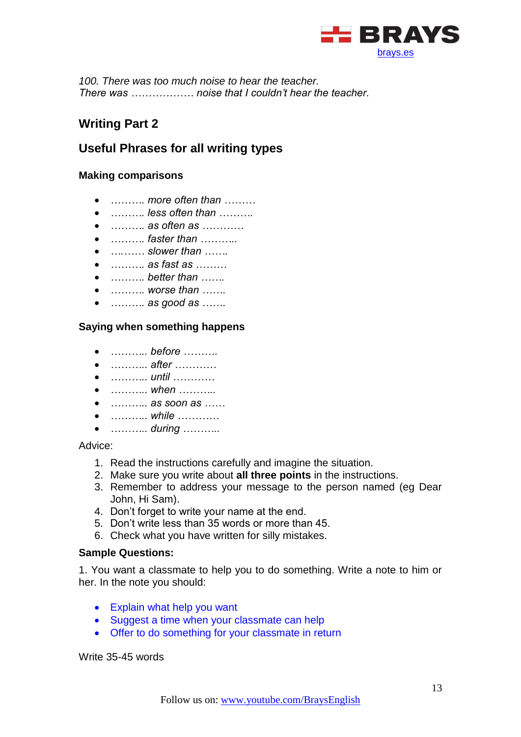*100. There was too much noise to hear the teacher.*
*There was ……………… noise that I couldn't hear the teacher.*

## Writing Part 2

## Useful Phrases for all writing types

### Making comparisons

- *………. more often than ………*
- *………. less often than ……….*
- *………. as often as …………*
- *………. faster than ………..*
- *…..….. slower than …….*
- *………. as fast as ………*
- *………. better than …….*
- *………. worse than …….*
- *………. as good as …….*

### Saying when something happens

- *……….. before ……….*
- *……….. after …………*
- *……….. until …………*
- *……….. when ………..*
- *……….. as soon as ……*
- *……….. while …………*
- *……….. during ………..*

Advice:

1. Read the instructions carefully and imagine the situation.
2. Make sure you write about **all three points** in the instructions.
3. Remember to address your message to the person named (eg Dear John, Hi Sam).
4. Don't forget to write your name at the end.
5. Don't write less than 35 words or more than 45.
6. Check what you have written for silly mistakes.

**Sample Questions:**

1. You want a classmate to help you to do something. Write a note to him or her. In the note you should:

- Explain what help you want
- Suggest a time when your classmate can help
- Offer to do something for your classmate in return

Write 35-45 words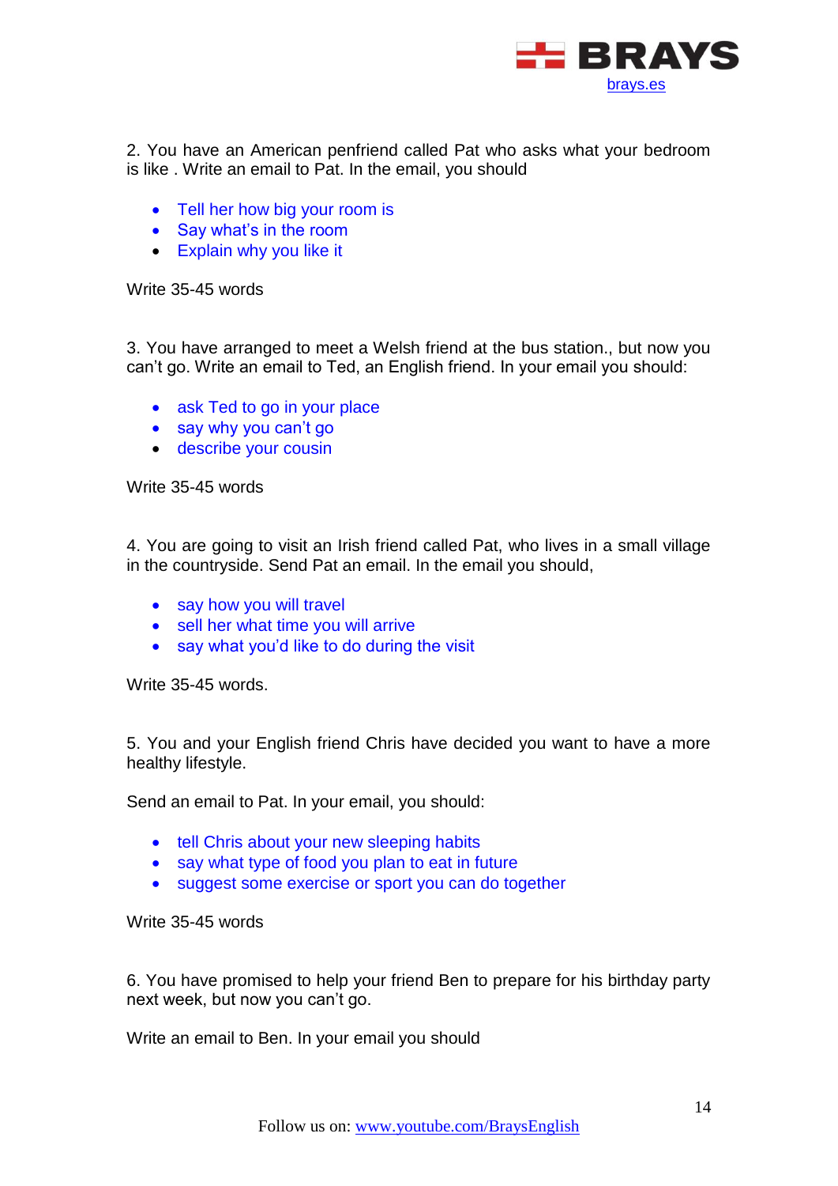2. You have an American penfriend called Pat who asks what your bedroom is like . Write an email to Pat. In the email, you should

- Tell her how big your room is
- Say what's in the room
- Explain why you like it

Write 35-45 words

3. You have arranged to meet a Welsh friend at the bus station., but now you can't go. Write an email to Ted, an English friend. In your email you should:

- ask Ted to go in your place
- say why you can't go
- describe your cousin

Write 35-45 words

4. You are going to visit an Irish friend called Pat, who lives in a small village in the countryside. Send Pat an email. In the email you should,

- say how you will travel
- sell her what time you will arrive
- say what you'd like to do during the visit

Write 35-45 words.

5. You and your English friend Chris have decided you want to have a more healthy lifestyle.

Send an email to Pat. In your email, you should:

- tell Chris about your new sleeping habits
- say what type of food you plan to eat in future
- suggest some exercise or sport you can do together

Write 35-45 words

6. You have promised to help your friend Ben to prepare for his birthday party next week, but now you can't go.

Write an email to Ben. In your email you should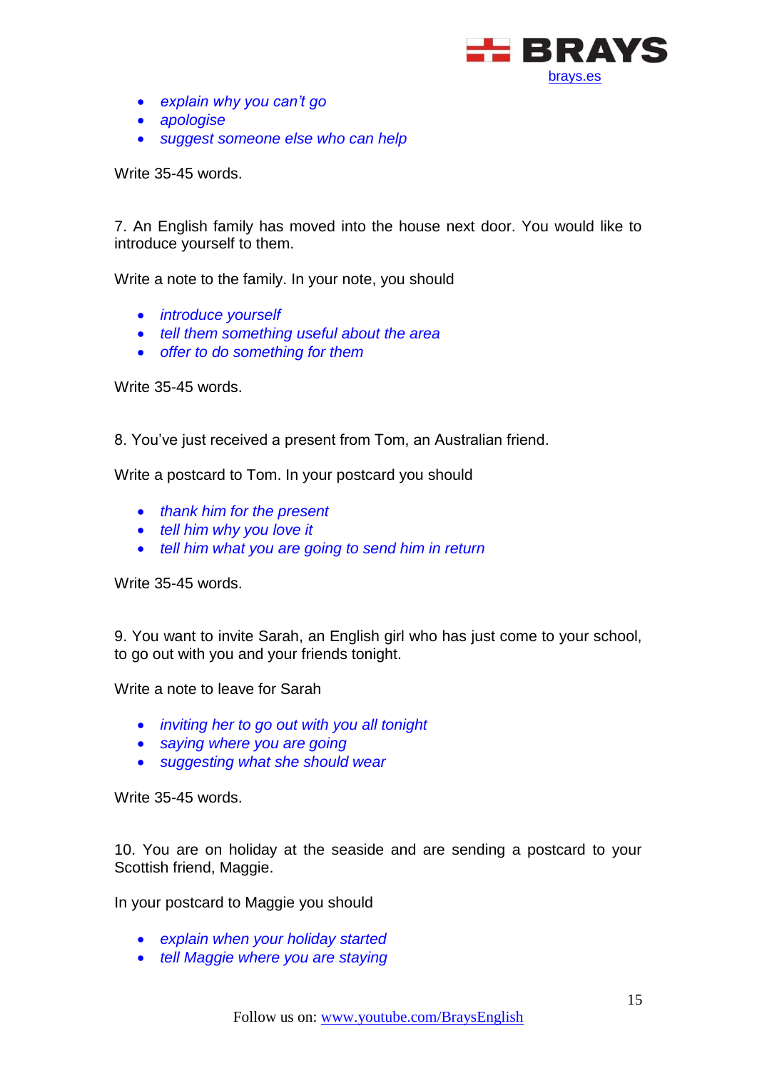- *explain why you can't go*
- *apologise*
- *suggest someone else who can help*

Write 35-45 words.

7. An English family has moved into the house next door. You would like to introduce yourself to them.

Write a note to the family. In your note, you should

- *introduce yourself*
- *tell them something useful about the area*
- *offer to do something for them*

Write 35-45 words.

8. You've just received a present from Tom, an Australian friend.

Write a postcard to Tom. In your postcard you should

- *thank him for the present*
- *tell him why you love it*
- *tell him what you are going to send him in return*

Write 35-45 words.

9. You want to invite Sarah, an English girl who has just come to your school, to go out with you and your friends tonight.

Write a note to leave for Sarah

- *inviting her to go out with you all tonight*
- *saying where you are going*
- *suggesting what she should wear*

Write 35-45 words.

10. You are on holiday at the seaside and are sending a postcard to your Scottish friend, Maggie.

In your postcard to Maggie you should

- *explain when your holiday started*
- *tell Maggie where you are staying*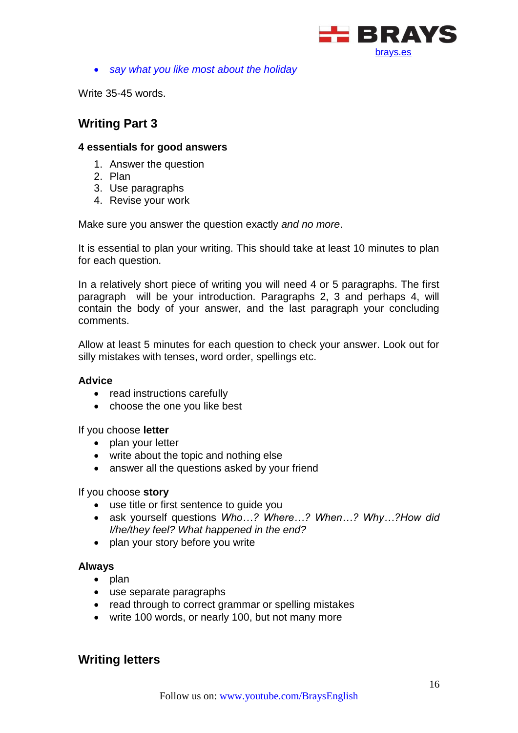- *say what you like most about the holiday*

Write 35-45 words.

## Writing Part 3

**4 essentials for good answers**

1. Answer the question
2. Plan
3. Use paragraphs
4. Revise your work

Make sure you answer the question exactly *and no more*.

It is essential to plan your writing. This should take at least 10 minutes to plan for each question.

In a relatively short piece of writing you will need 4 or 5 paragraphs. The first paragraph will be your introduction. Paragraphs 2, 3 and perhaps 4, will contain the body of your answer, and the last paragraph your concluding comments.

Allow at least 5 minutes for each question to check your answer. Look out for silly mistakes with tenses, word order, spellings etc.

**Advice**

- read instructions carefully
- choose the one you like best

If you choose **letter**

- plan your letter
- write about the topic and nothing else
- answer all the questions asked by your friend

If you choose **story**

- use title or first sentence to guide you
- ask yourself questions *Who…? Where…? When…? Why…?How did I/he/they feel? What happened in the end?*
- plan your story before you write

**Always**

- plan
- use separate paragraphs
- read through to correct grammar or spelling mistakes
- write 100 words, or nearly 100, but not many more

## Writing letters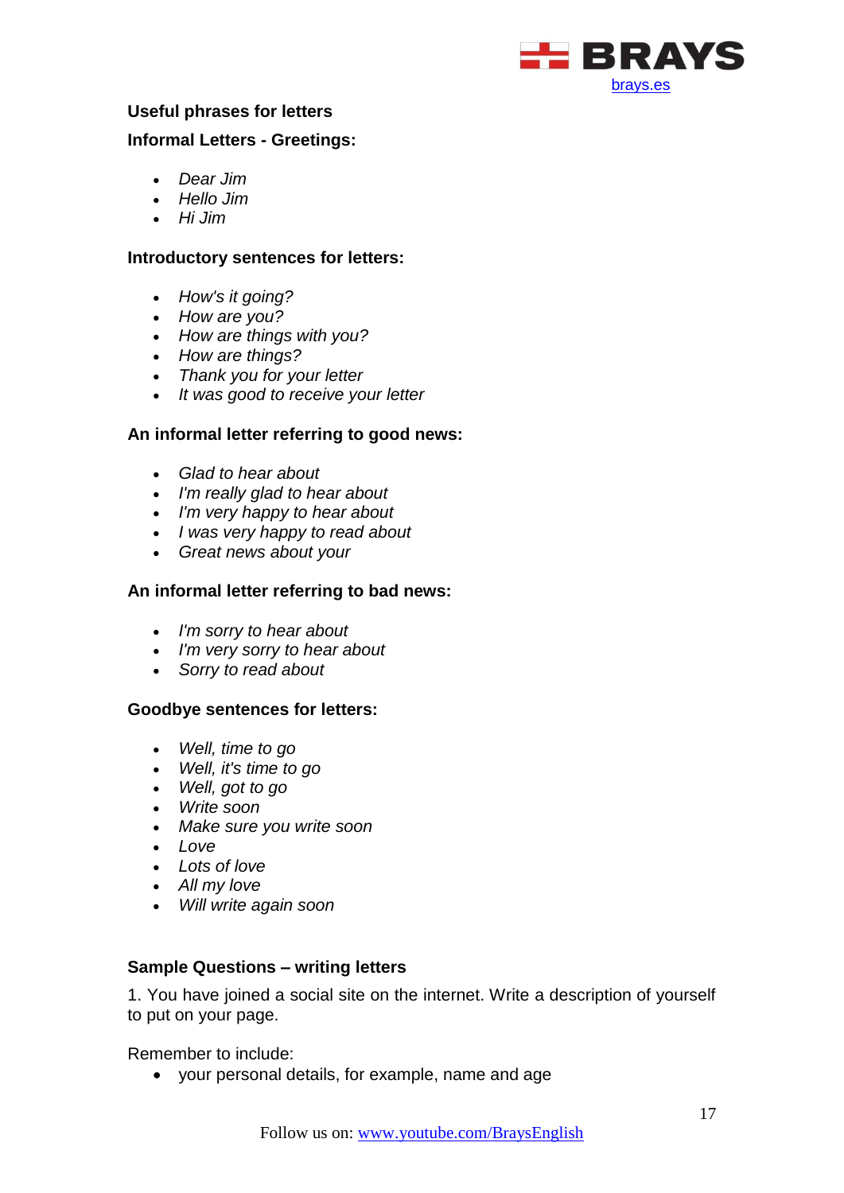**Useful phrases for letters**

**Informal Letters - Greetings:**

- *Dear Jim*
- *Hello Jim*
- *Hi Jim*

**Introductory sentences for letters:**

- *How's it going?*
- *How are you?*
- *How are things with you?*
- *How are things?*
- *Thank you for your letter*
- *It was good to receive your letter*

**An informal letter referring to good news:**

- *Glad to hear about*
- *I'm really glad to hear about*
- *I'm very happy to hear about*
- *I was very happy to read about*
- *Great news about your*

**An informal letter referring to bad news:**

- *I'm sorry to hear about*
- *I'm very sorry to hear about*
- *Sorry to read about*

**Goodbye sentences for letters:**

- *Well, time to go*
- *Well, it's time to go*
- *Well, got to go*
- *Write soon*
- *Make sure you write soon*
- *Love*
- *Lots of love*
- *All my love*
- *Will write again soon*

**Sample Questions – writing letters**

1. You have joined a social site on the internet. Write a description of yourself to put on your page.

Remember to include:

- your personal details, for example, name and age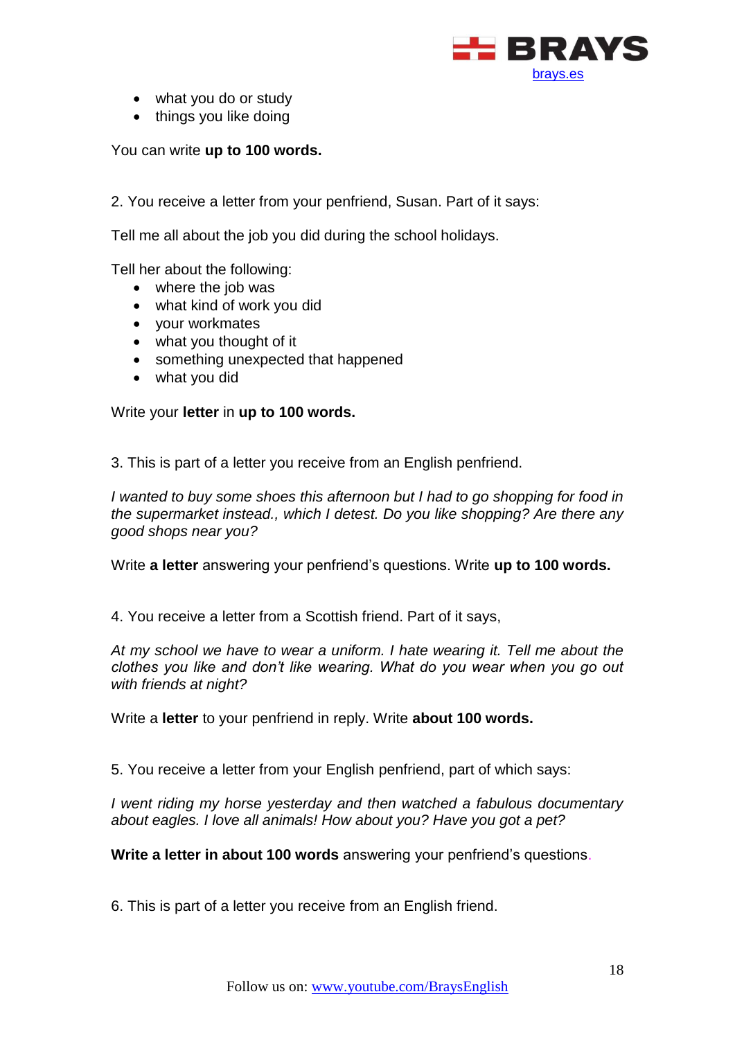- what you do or study
- things you like doing

You can write **up to 100 words.**

2. You receive a letter from your penfriend, Susan. Part of it says:

Tell me all about the job you did during the school holidays.

Tell her about the following:

- where the job was
- what kind of work you did
- your workmates
- what you thought of it
- something unexpected that happened
- what you did

Write your **letter** in **up to 100 words.**

3. This is part of a letter you receive from an English penfriend.

*I wanted to buy some shoes this afternoon but I had to go shopping for food in the supermarket instead., which I detest. Do you like shopping? Are there any good shops near you?*

Write **a letter** answering your penfriend's questions. Write **up to 100 words.**

4. You receive a letter from a Scottish friend. Part of it says,

*At my school we have to wear a uniform. I hate wearing it. Tell me about the clothes you like and don't like wearing. What do you wear when you go out with friends at night?*

Write a **letter** to your penfriend in reply. Write **about 100 words.**

5. You receive a letter from your English penfriend, part of which says:

*I went riding my horse yesterday and then watched a fabulous documentary about eagles. I love all animals! How about you? Have you got a pet?*

**Write a letter in about 100 words** answering your penfriend's questions.

6. This is part of a letter you receive from an English friend.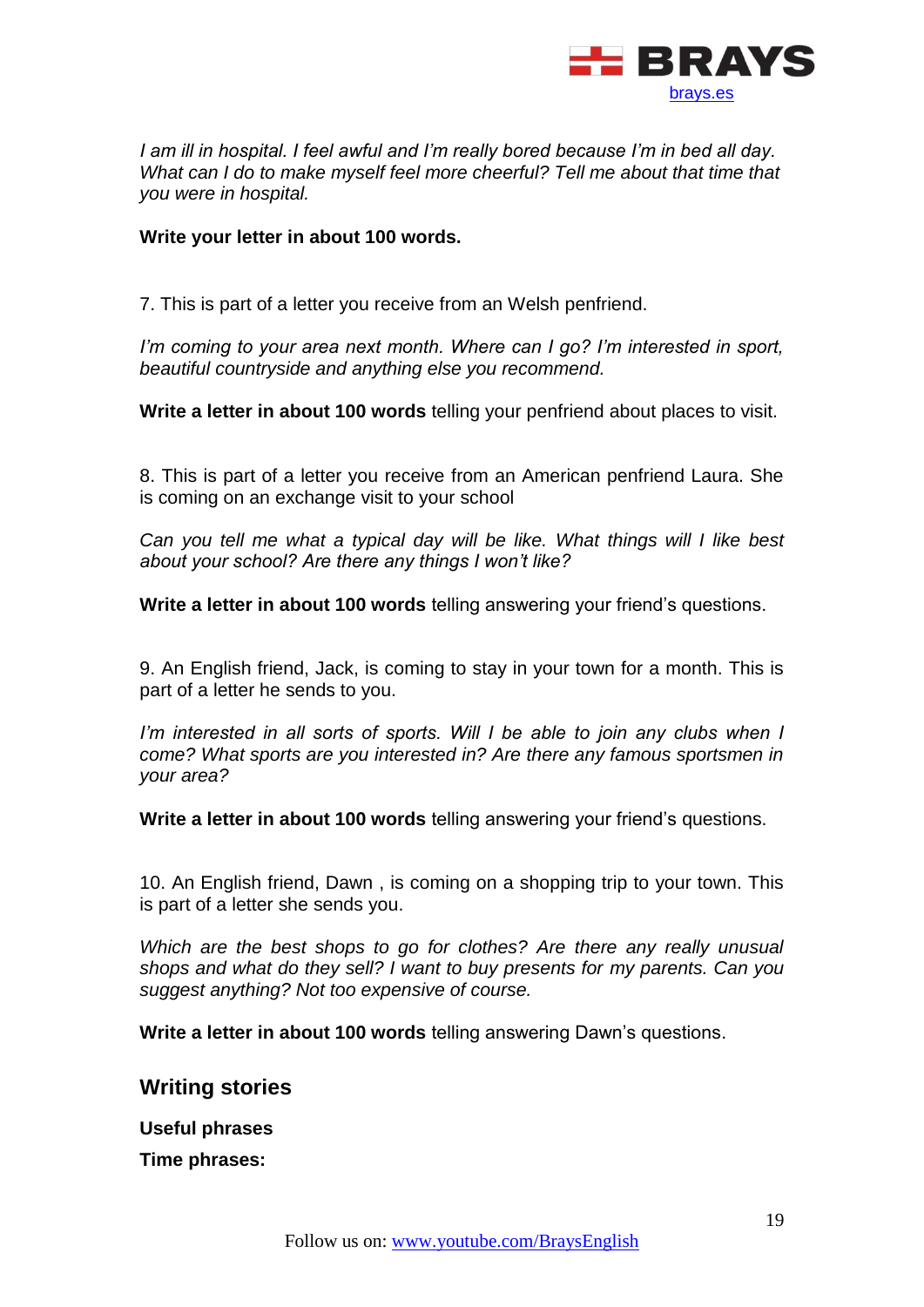*I am ill in hospital. I feel awful and I'm really bored because I'm in bed all day. What can I do to make myself feel more cheerful? Tell me about that time that you were in hospital.*

**Write your letter in about 100 words.**

7. This is part of a letter you receive from an Welsh penfriend.

*I'm coming to your area next month. Where can I go? I'm interested in sport, beautiful countryside and anything else you recommend.*

**Write a letter in about 100 words** telling your penfriend about places to visit.

8. This is part of a letter you receive from an American penfriend Laura. She is coming on an exchange visit to your school

*Can you tell me what a typical day will be like. What things will I like best about your school? Are there any things I won't like?*

**Write a letter in about 100 words** telling answering your friend's questions.

9. An English friend, Jack, is coming to stay in your town for a month. This is part of a letter he sends to you.

*I'm interested in all sorts of sports. Will I be able to join any clubs when I come? What sports are you interested in? Are there any famous sportsmen in your area?*

**Write a letter in about 100 words** telling answering your friend's questions.

10. An English friend, Dawn , is coming on a shopping trip to your town. This is part of a letter she sends you.

*Which are the best shops to go for clothes? Are there any really unusual shops and what do they sell? I want to buy presents for my parents. Can you suggest anything? Not too expensive of course.*

**Write a letter in about 100 words** telling answering Dawn's questions.

## Writing stories

**Useful phrases**

**Time phrases:**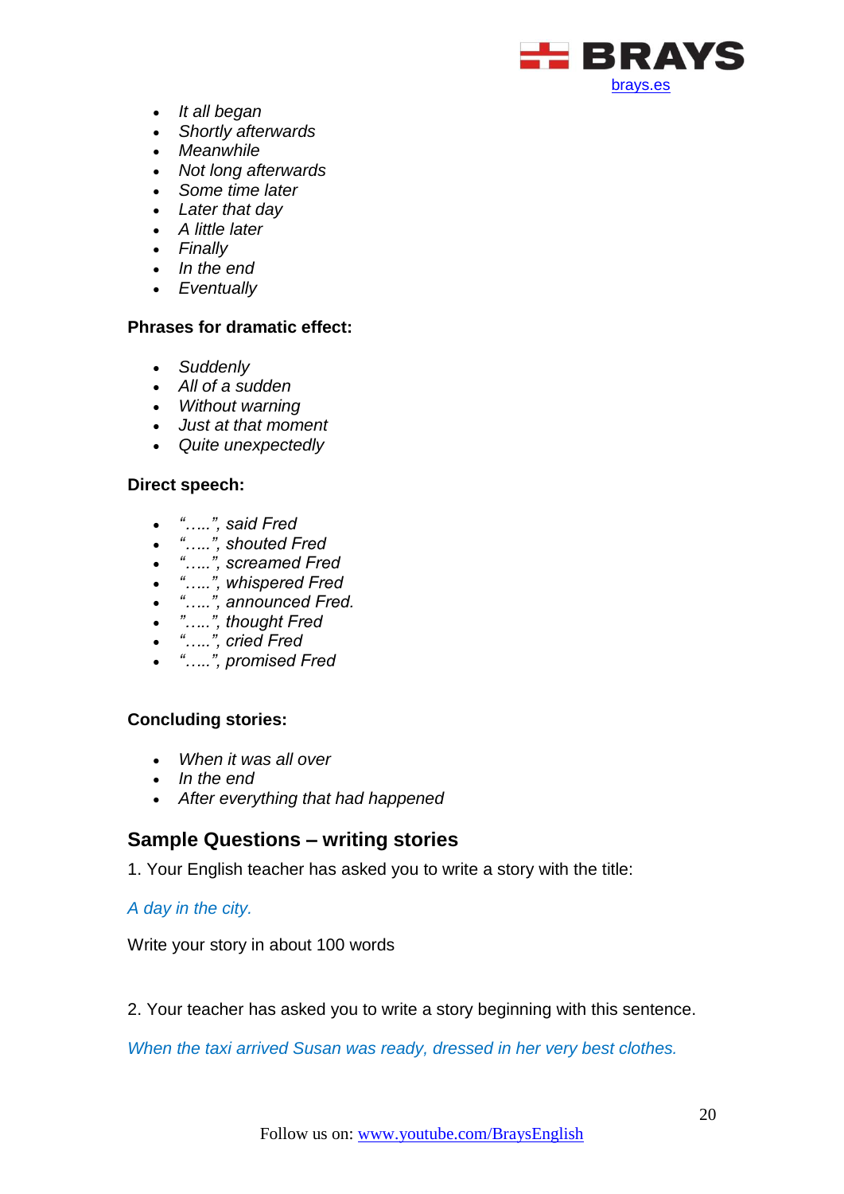- *It all began*
- *Shortly afterwards*
- *Meanwhile*
- *Not long afterwards*
- *Some time later*
- *Later that day*
- *A little later*
- *Finally*
- *In the end*
- *Eventually*

**Phrases for dramatic effect:**

- *Suddenly*
- *All of a sudden*
- *Without warning*
- *Just at that moment*
- *Quite unexpectedly*

**Direct speech:**

- *"…..", said Fred*
- *"…..", shouted Fred*
- *"…..", screamed Fred*
- *"…..", whispered Fred*
- *"…..", announced Fred.*
- *"…..", thought Fred*
- *"…..", cried Fred*
- *"…..", promised Fred*

**Concluding stories:**

- *When it was all over*
- *In the end*
- *After everything that had happened*

## Sample Questions – writing stories

1. Your English teacher has asked you to write a story with the title:

*A day in the city.*

Write your story in about 100 words

2. Your teacher has asked you to write a story beginning with this sentence.

*When the taxi arrived Susan was ready, dressed in her very best clothes.*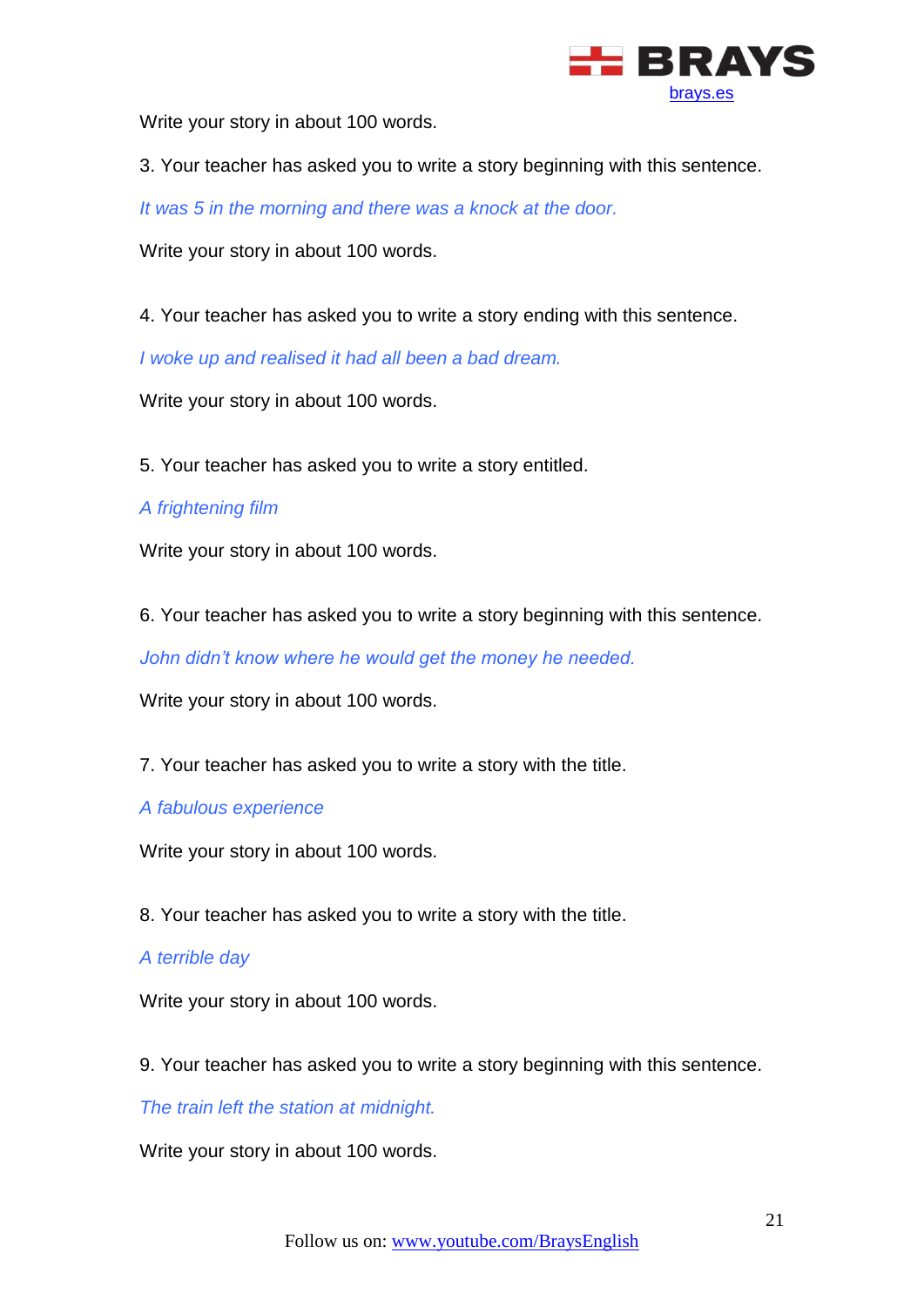Write your story in about 100 words.

3. Your teacher has asked you to write a story beginning with this sentence.

*It was 5 in the morning and there was a knock at the door.*

Write your story in about 100 words.

4. Your teacher has asked you to write a story ending with this sentence.

*I woke up and realised it had all been a bad dream.*

Write your story in about 100 words.

5. Your teacher has asked you to write a story entitled.

*A frightening film*

Write your story in about 100 words.

6. Your teacher has asked you to write a story beginning with this sentence.

*John didn't know where he would get the money he needed.*

Write your story in about 100 words.

7. Your teacher has asked you to write a story with the title.

*A fabulous experience*

Write your story in about 100 words.

8. Your teacher has asked you to write a story with the title.

*A terrible day*

Write your story in about 100 words.

9. Your teacher has asked you to write a story beginning with this sentence.

*The train left the station at midnight.*

Write your story in about 100 words.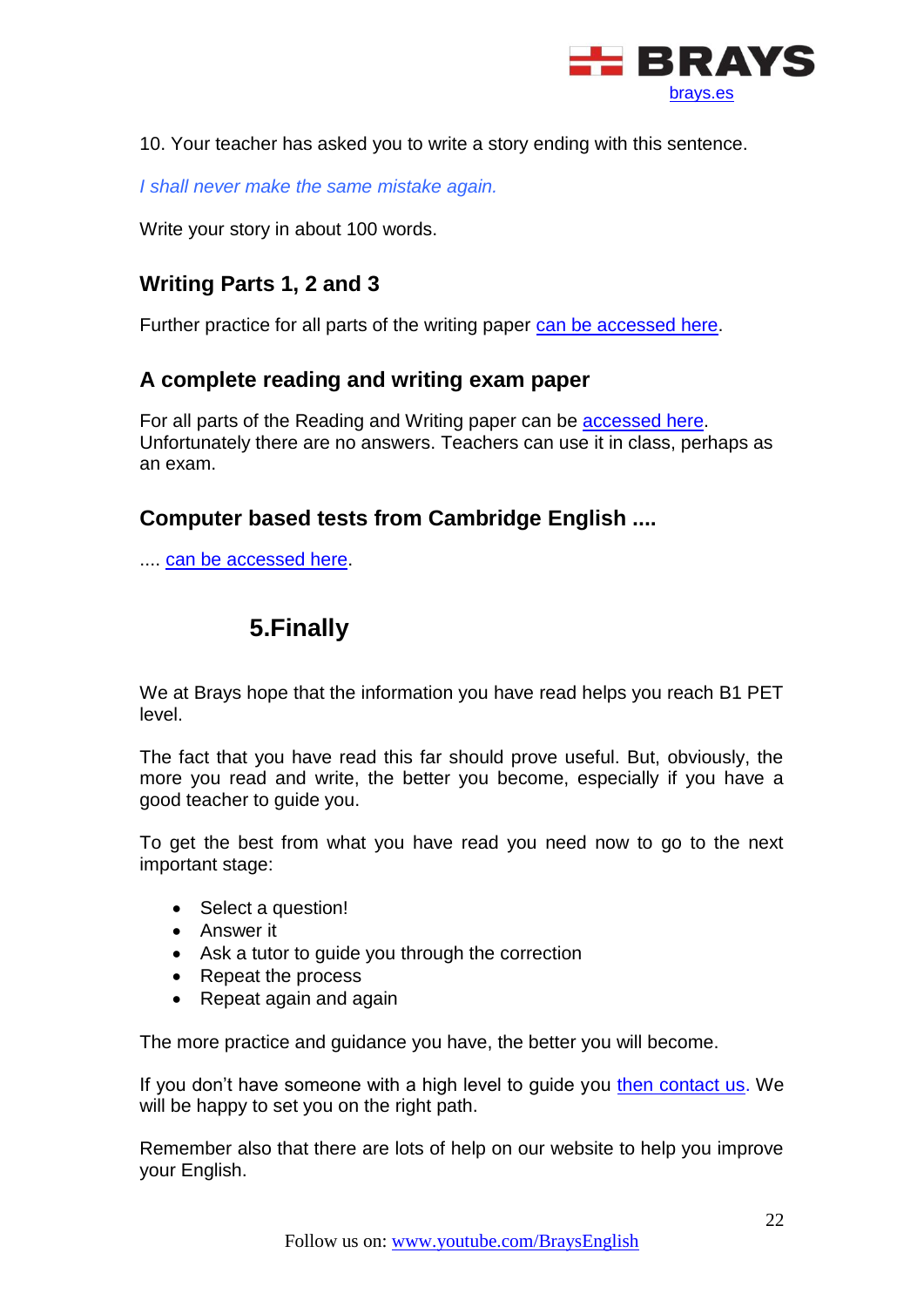10. Your teacher has asked you to write a story ending with this sentence.

*I shall never make the same mistake again.*

Write your story in about 100 words.

### Writing Parts 1, 2 and 3

Further practice for all parts of the writing paper can be accessed here.

### A complete reading and writing exam paper

For all parts of the Reading and Writing paper can be accessed here. Unfortunately there are no answers. Teachers can use it in class, perhaps as an exam.

### Computer based tests from Cambridge English ....

.... can be accessed here.

## 5. Finally

We at Brays hope that the information you have read helps you reach B1 PET level.

The fact that you have read this far should prove useful. But, obviously, the more you read and write, the better you become, especially if you have a good teacher to guide you.

To get the best from what you have read you need now to go to the next important stage:

- Select a question!
- Answer it
- Ask a tutor to guide you through the correction
- Repeat the process
- Repeat again and again

The more practice and guidance you have, the better you will become.

If you don't have someone with a high level to guide you then contact us. We will be happy to set you on the right path.

Remember also that there are lots of help on our website to help you improve your English.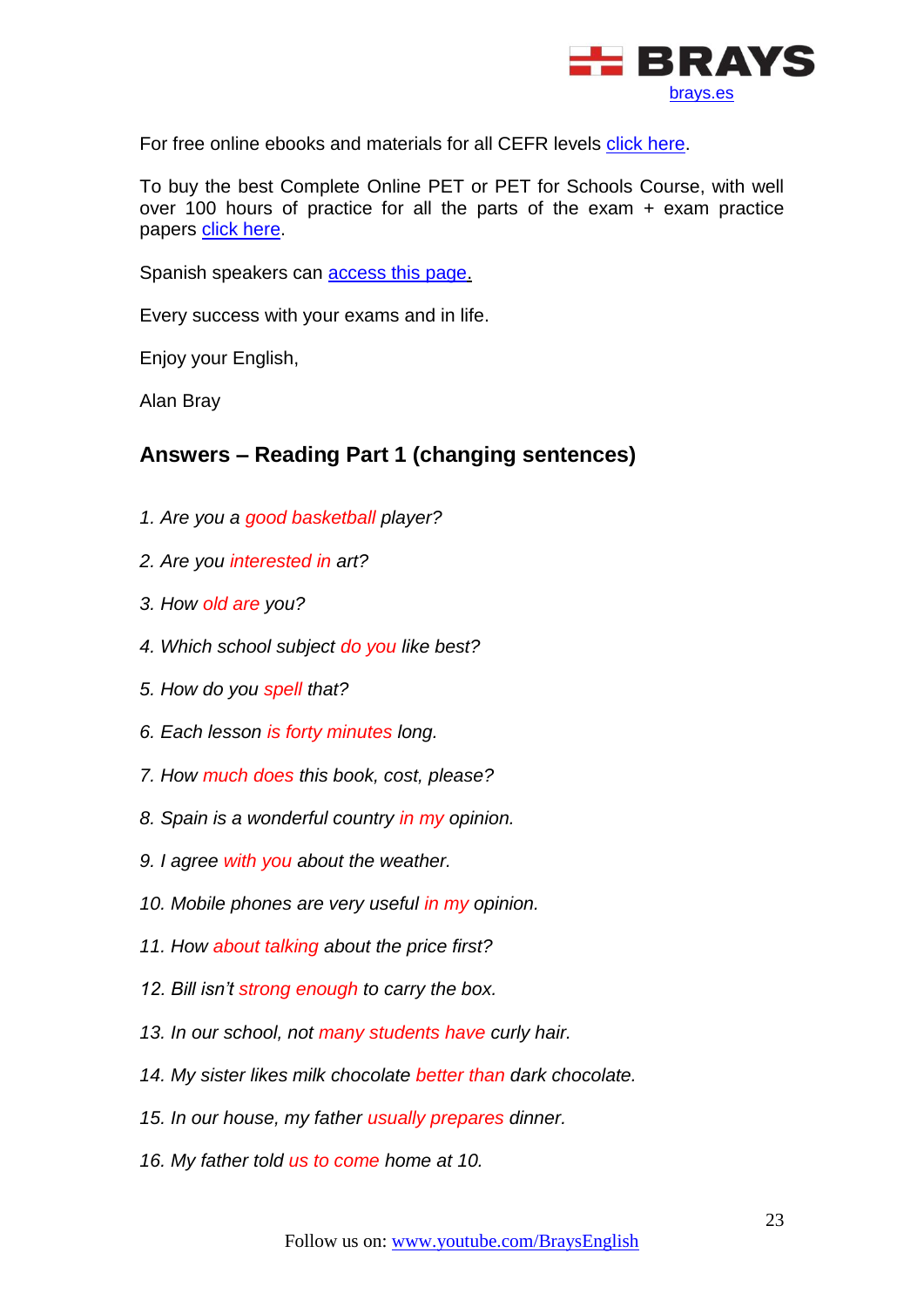BRAYS
brays.es

For free online ebooks and materials for all CEFR levels click here.

To buy the best Complete Online PET or PET for Schools Course, with well over 100 hours of practice for all the parts of the exam + exam practice papers click here.

Spanish speakers can access this page.

Every success with your exams and in life.

Enjoy your English,

Alan Bray

## Answers – Reading Part 1 (changing sentences)

1. *Are you a good basketball player?*
2. *Are you interested in art?*
3. *How old are you?*
4. *Which school subject do you like best?*
5. *How do you spell that?*
6. *Each lesson is forty minutes long.*
7. *How much does this book, cost, please?*
8. *Spain is a wonderful country in my opinion.*
9. *I agree with you about the weather.*
10. *Mobile phones are very useful in my opinion.*
11. *How about talking about the price first?*
12. *Bill isn't strong enough to carry the box.*
13. *In our school, not many students have curly hair.*
14. *My sister likes milk chocolate better than dark chocolate.*
15. *In our house, my father usually prepares dinner.*
16. *My father told us to come home at 10.*

Follow us on: www.youtube.com/BraysEnglish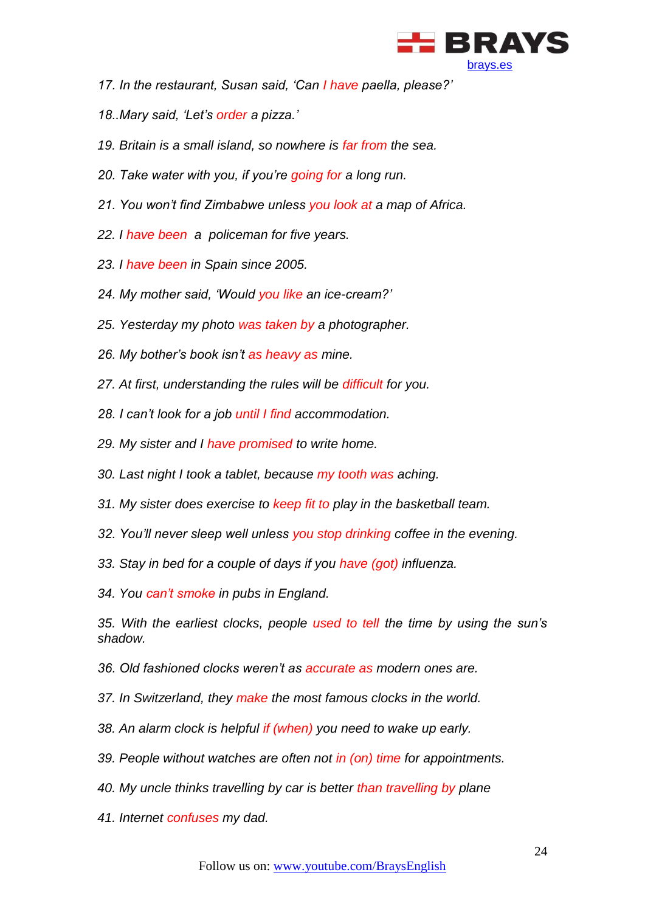*17. In the restaurant, Susan said, 'Can I have paella, please?'*

*18..Mary said, 'Let's order a pizza.'*

*19. Britain is a small island, so nowhere is far from the sea.*

*20. Take water with you, if you're going for a long run.*

*21. You won't find Zimbabwe unless you look at a map of Africa.*

*22. I have been a policeman for five years.*

*23. I have been in Spain since 2005.*

*24. My mother said, 'Would you like an ice-cream?'*

*25. Yesterday my photo was taken by a photographer.*

*26. My bother's book isn't as heavy as mine.*

*27. At first, understanding the rules will be difficult for you.*

*28. I can't look for a job until I find accommodation.*

*29. My sister and I have promised to write home.*

*30. Last night I took a tablet, because my tooth was aching.*

*31. My sister does exercise to keep fit to play in the basketball team.*

*32. You'll never sleep well unless you stop drinking coffee in the evening.*

*33. Stay in bed for a couple of days if you have (got) influenza.*

*34. You can't smoke in pubs in England.*

*35. With the earliest clocks, people used to tell the time by using the sun's shadow.*

*36. Old fashioned clocks weren't as accurate as modern ones are.*

*37. In Switzerland, they make the most famous clocks in the world.*

*38. An alarm clock is helpful if (when) you need to wake up early.*

*39. People without watches are often not in (on) time for appointments.*

*40. My uncle thinks travelling by car is better than travelling by plane*

*41. Internet confuses my dad.*

Follow us on: www.youtube.com/BraysEnglish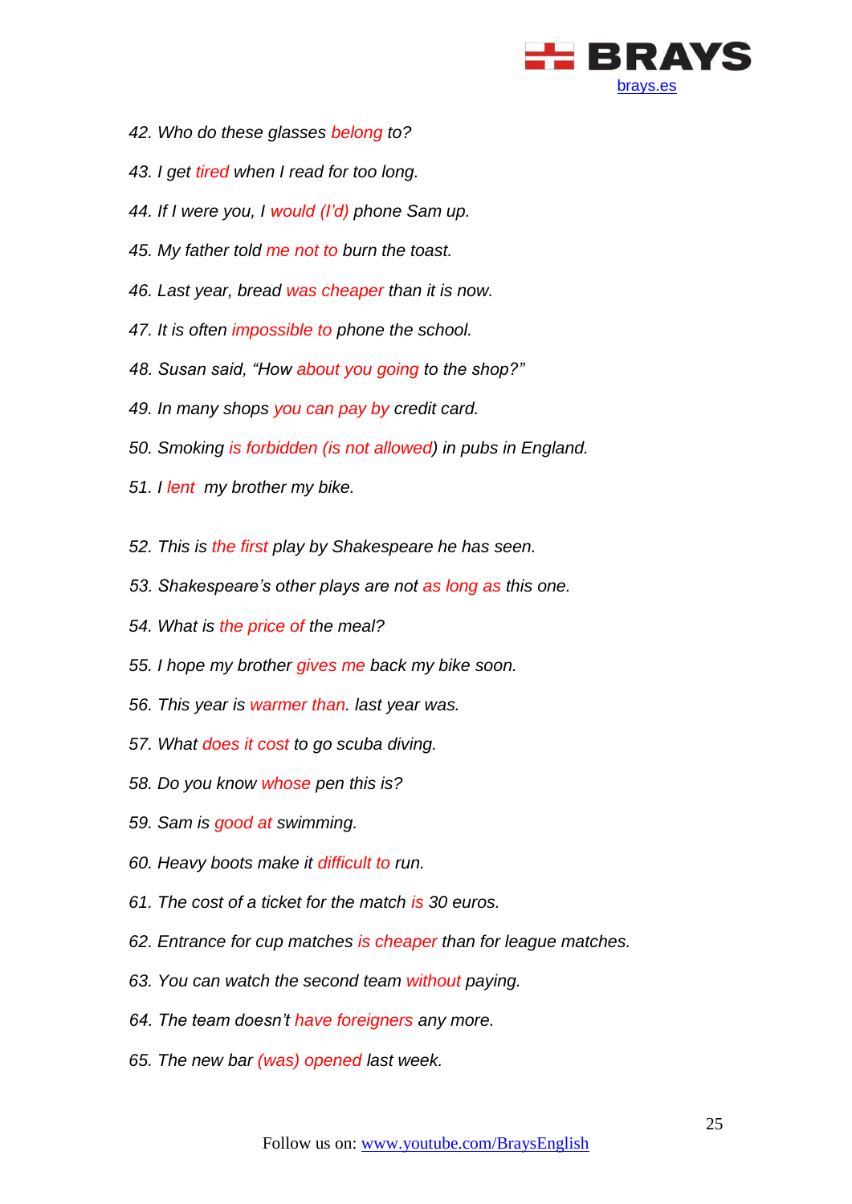*42. Who do these glasses belong to?*

*43. I get tired when I read for too long.*

*44. If I were you, I would (I'd) phone Sam up.*

*45. My father told me not to burn the toast.*

*46. Last year, bread was cheaper than it is now.*

*47. It is often impossible to phone the school.*

*48. Susan said, "How about you going to the shop?"*

*49. In many shops you can pay by credit card.*

*50. Smoking is forbidden (is not allowed) in pubs in England.*

*51. I lent  my brother my bike.*

*52. This is the first play by Shakespeare he has seen.*

*53. Shakespeare's other plays are not as long as this one.*

*54. What is the price of the meal?*

*55. I hope my brother gives me back my bike soon.*

*56. This year is warmer than. last year was.*

*57. What does it cost to go scuba diving.*

*58. Do you know whose pen this is?*

*59. Sam is good at swimming.*

*60. Heavy boots make it difficult to run.*

*61. The cost of a ticket for the match is 30 euros.*

*62. Entrance for cup matches is cheaper than for league matches.*

*63. You can watch the second team without paying.*

*64. The team doesn't have foreigners any more.*

*65. The new bar (was) opened last week.*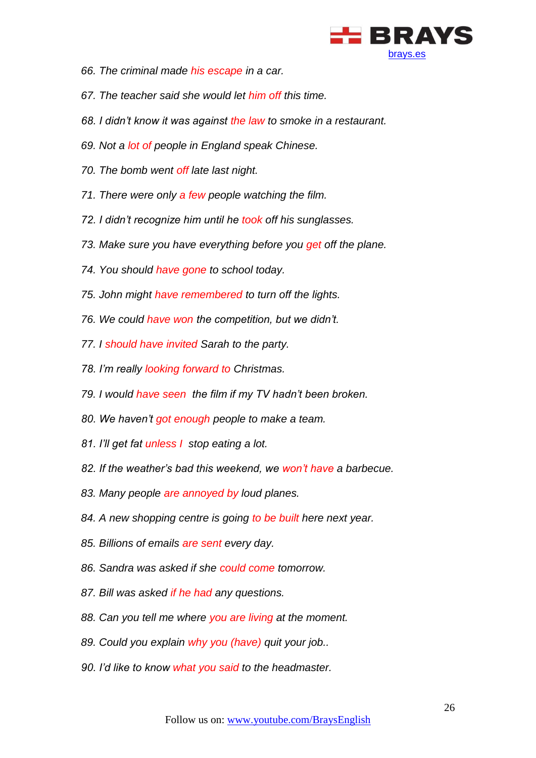*66. The criminal made his escape in a car.*

*67. The teacher said she would let him off this time.*

*68. I didn't know it was against the law to smoke in a restaurant.*

*69. Not a lot of people in England speak Chinese.*

*70. The bomb went off late last night.*

*71. There were only a few people watching the film.*

*72. I didn't recognize him until he took off his sunglasses.*

*73. Make sure you have everything before you get off the plane.*

*74. You should have gone to school today.*

*75. John might have remembered to turn off the lights.*

*76. We could have won the competition, but we didn't.*

*77. I should have invited Sarah to the party.*

*78. I'm really looking forward to Christmas.*

*79. I would have seen the film if my TV hadn't been broken.*

*80. We haven't got enough people to make a team.*

*81. I'll get fat unless I stop eating a lot.*

*82. If the weather's bad this weekend, we won't have a barbecue.*

*83. Many people are annoyed by loud planes.*

*84. A new shopping centre is going to be built here next year.*

*85. Billions of emails are sent every day.*

*86. Sandra was asked if she could come tomorrow.*

*87. Bill was asked if he had any questions.*

*88. Can you tell me where you are living at the moment.*

*89. Could you explain why you (have) quit your job..*

*90. I'd like to know what you said to the headmaster.*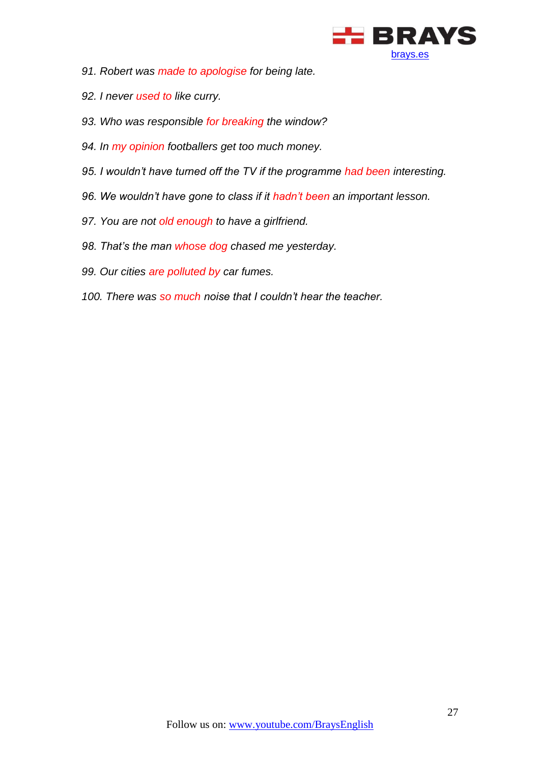*91. Robert was made to apologise for being late.*

*92. I never used to like curry.*

*93. Who was responsible for breaking the window?*

*94. In my opinion footballers get too much money.*

*95. I wouldn't have turned off the TV if the programme had been interesting.*

*96. We wouldn't have gone to class if it hadn't been an important lesson.*

*97. You are not old enough to have a girlfriend.*

*98. That's the man whose dog chased me yesterday.*

*99. Our cities are polluted by car fumes.*

*100. There was so much noise that I couldn't hear the teacher.*